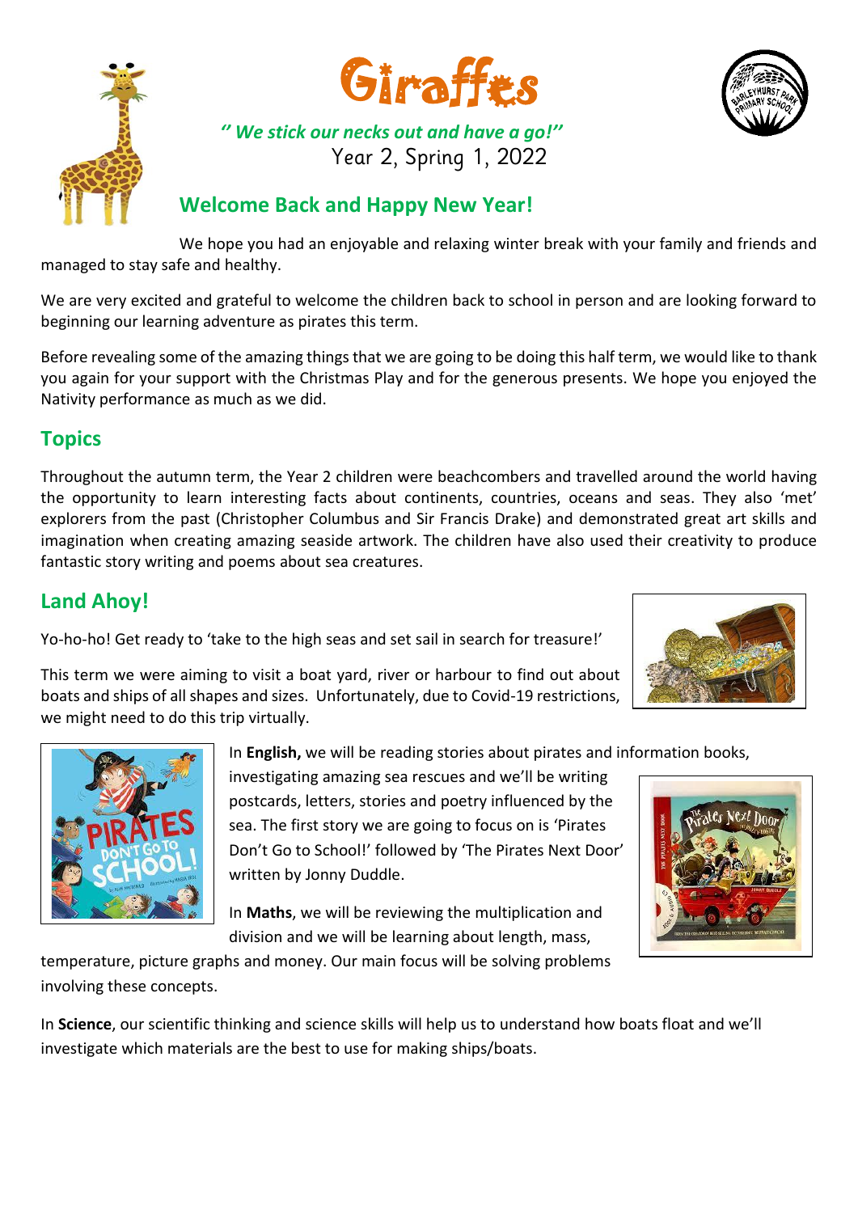# Giraffes

*" We stick our necks out and have a go!"*

Year 2, Spring 1, 2022

## Welcome Back and Happy New Year!

We hope you had an enjoyable and relaxing winter break with your family and friends and managed to stay safe and healthy.

We are very excited and grateful to welcome the children back to school in person and are looking forward to beginning our learning adventure as pirates this term.

Before revealing some of the amazing things that we are going to be doing this half term, we would like to thank you again for your support with the Christmas Play and for the generous presents. We hope you enjoyed the Nativity performance as much as we did.

## Topics

Throughout the autumn term, the Year 2 children were beachcombers and travelled around the world having the opportunity to learn interesting facts about continents, countries, oceans and seas. They also 'met' explorers from the past (Christopher Columbus and Sir Francis Drake) and demonstrated great art skills and imagination when creating amazing seaside artwork. The children have also used their creativity to produce fantastic story writing and poems about sea creatures.

## Land Ahoy!

Yo-ho-ho! Get ready to 'take to the high seas and set sail in search for treasure!'

This term we were aiming to visit a boat yard, river or harbour to find out about boats and ships of all shapes and sizes. Unfortunately, due to Covid-19 restrictions, we might need to do this trip virtually.

In **English,** we will be reading stories about pirates and information books, investigating amazing sea rescues and we'll be writing postcards, letters, stories and poetry influenced by the sea. The first story we are going to focus on is 'Pirates Don't Go to School!' followed by 'The Pirates Next Door' written by Jonny Duddle.

In **Maths**, we will be reviewing the multiplication and division and we will be learning about length, mass, temperature, picture graphs and money. Our main focus will be solving problems involving these concepts.

In **Science**, our scientific thinking and science skills will help us to understand how boats float and we'll investigate which materials are the best to use for making ships/boats.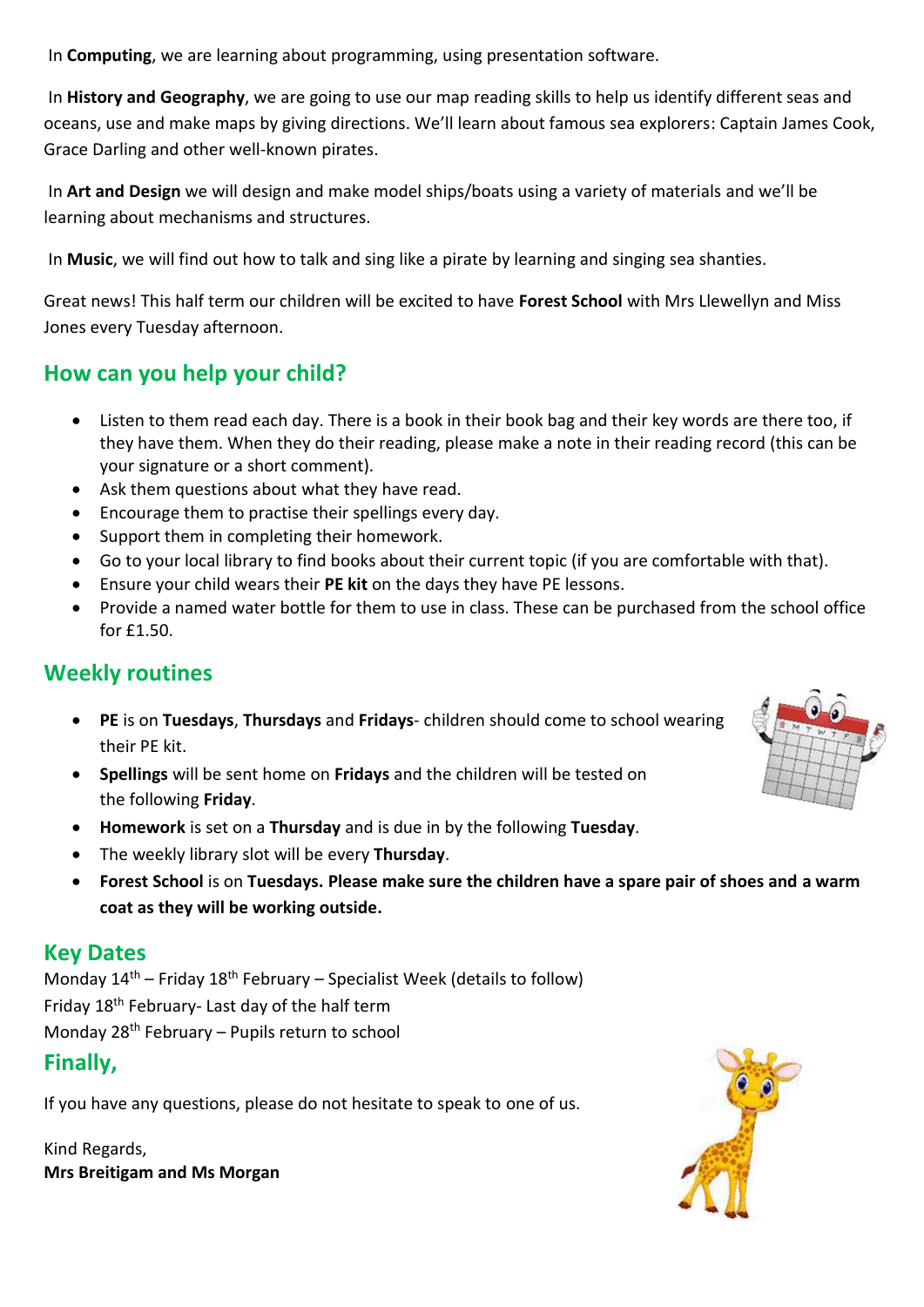In **Computing**, we are learning about programming, using presentation software.

In **History and Geography**, we are going to use our map reading skills to help us identify different seas and oceans, use and make maps by giving directions. We'll learn about famous sea explorers: Captain James Cook, Grace Darling and other well-known pirates.

In **Art and Design** we will design and make model ships/boats using a variety of materials and we'll be learning about mechanisms and structures.

In **Music**, we will find out how to talk and sing like a pirate by learning and singing sea shanties.

Great news! This half term our children will be excited to have **Forest School** with Mrs Llewellyn and Miss Jones every Tuesday afternoon.

## How can you help your child?

- Listen to them read each day. There is a book in their book bag and their key words are there too, if they have them. When they do their reading, please make a note in their reading record (this can be your signature or a short comment).
- Ask them questions about what they have read.
- Encourage them to practise their spellings every day.
- Support them in completing their homework.
- Go to your local library to find books about their current topic (if you are comfortable with that).
- Ensure your child wears their **PE kit** on the days they have PE lessons.
- Provide a named water bottle for them to use in class. These can be purchased from the school office for £1.50.

## Weekly routines

- **PE** is on **Tuesdays**, **Thursdays** and **Fridays**- children should come to school wearing their PE kit.
- **Spellings** will be sent home on **Fridays** and the children will be tested on the following **Friday**.
- **Homework** is set on a **Thursday** and is due in by the following **Tuesday**.
- The weekly library slot will be every **Thursday**.
- **Forest School** is on **Tuesdays. Please make sure the children have a spare pair of shoes and a warm coat as they will be working outside.**

## Key Dates

Monday 14th – Friday 18th February – Specialist Week (details to follow)
Friday 18th February- Last day of the half term
Monday 28th February – Pupils return to school

## Finally,

If you have any questions, please do not hesitate to speak to one of us.

Kind Regards,
**Mrs Breitigam and Ms Morgan**